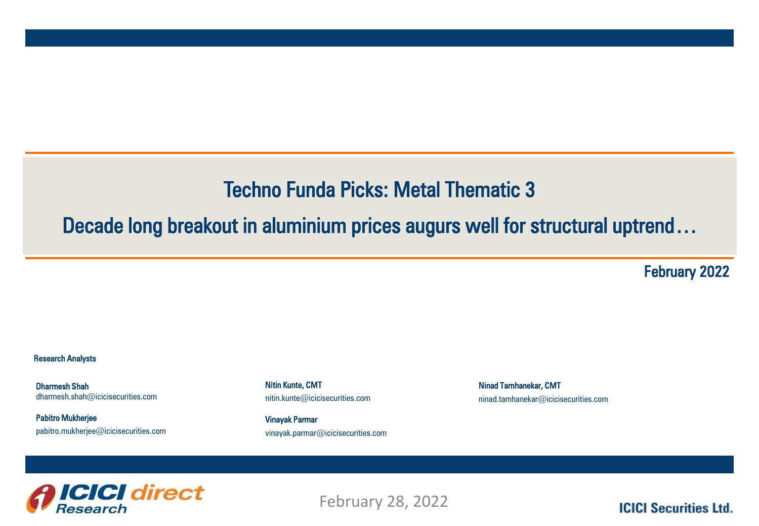# Techno Funda Picks: Metal Thematic 3

## Decade long breakout in aluminium prices augurs well for structural uptrend…

**February 2022**

**Research Analysts**

**Dharmesh Shah**
dharmesh.shah@icicisecurities.com

**Pabitro Mukherjee**
pabitro.mukherjee@icicisecurities.com

**Nitin Kunte, CMT**
nitin.kunte@icicisecurities.com

**Vinayak Parmar**
vinayak.parmar@icicisecurities.com

**Ninad Tamhanekar, CMT**
ninad.tamhanekar@icicisecurities.com

ICICI direct Research

February 28, 2022

ICICI Securities Ltd.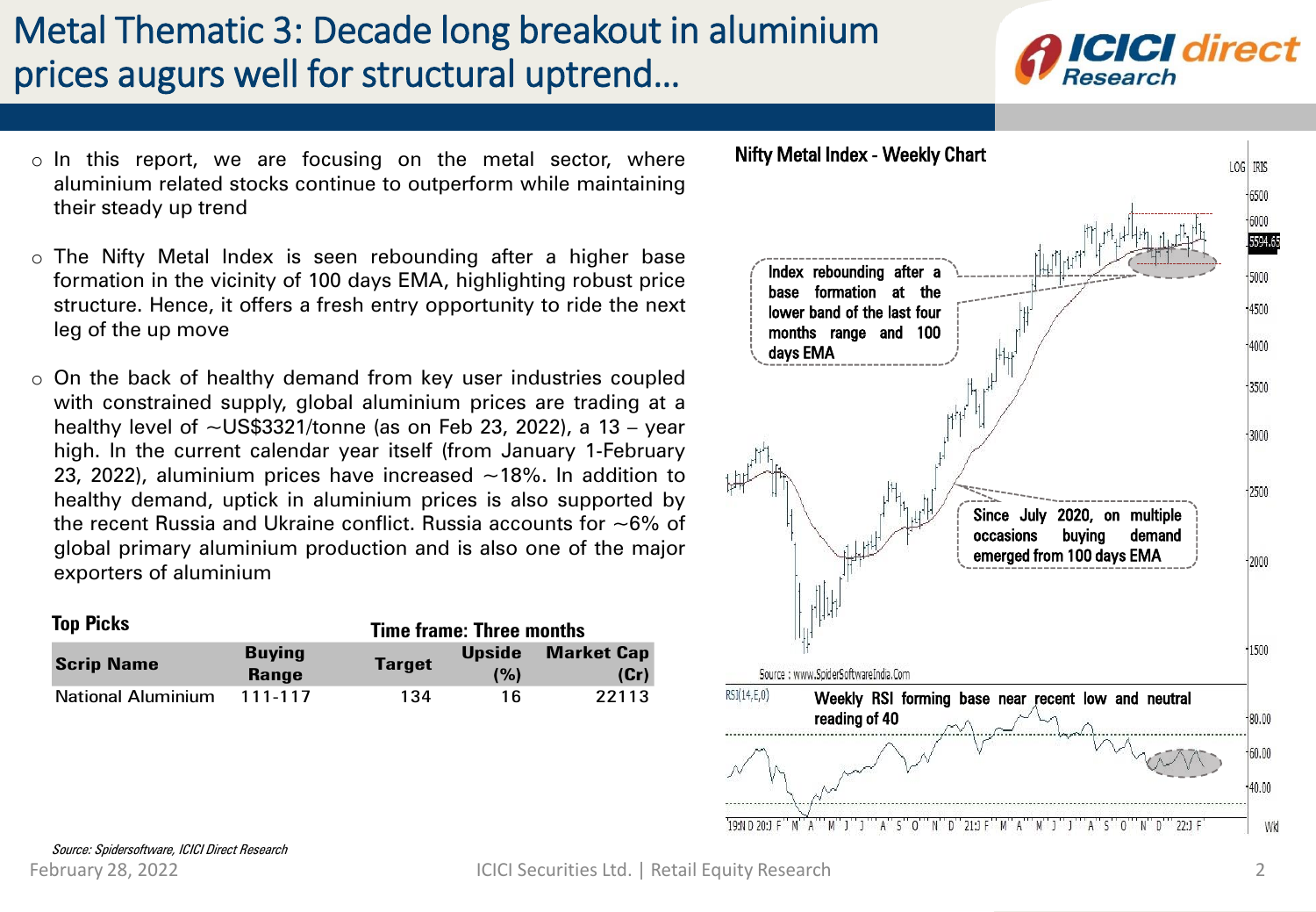# Metal Thematic 3: Decade long breakout in aluminium prices augurs well for structural uptrend…

- In this report, we are focusing on the metal sector, where aluminium related stocks continue to outperform while maintaining their steady up trend
- The Nifty Metal Index is seen rebounding after a higher base formation in the vicinity of 100 days EMA, highlighting robust price structure. Hence, it offers a fresh entry opportunity to ride the next leg of the up move
- On the back of healthy demand from key user industries coupled with constrained supply, global aluminium prices are trading at a healthy level of ~US$3321/tonne (as on Feb 23, 2022), a 13 – year high. In the current calendar year itself (from January 1-February 23, 2022), aluminium prices have increased ~18%. In addition to healthy demand, uptick in aluminium prices is also supported by the recent Russia and Ukraine conflict. Russia accounts for ~6% of global primary aluminium production and is also one of the major exporters of aluminium

**Top Picks** — Time frame: Three months

| Scrip Name | Buying Range | Target | Upside (%) | Market Cap (Cr) |
|---|---|---|---|---|
| National Aluminium | 111-117 | 134 | 16 | 22113 |

**Nifty Metal Index - Weekly Chart**

- Index rebounding after a base formation at the lower band of the last four months range and 100 days EMA
- Since July 2020, on multiple occasions buying demand emerged from 100 days EMA
- Weekly RSI forming base near recent low and neutral reading of 40

Source : www.SpiderSoftwareIndia.Com

*Source: Spidersoftware, ICICI Direct Research*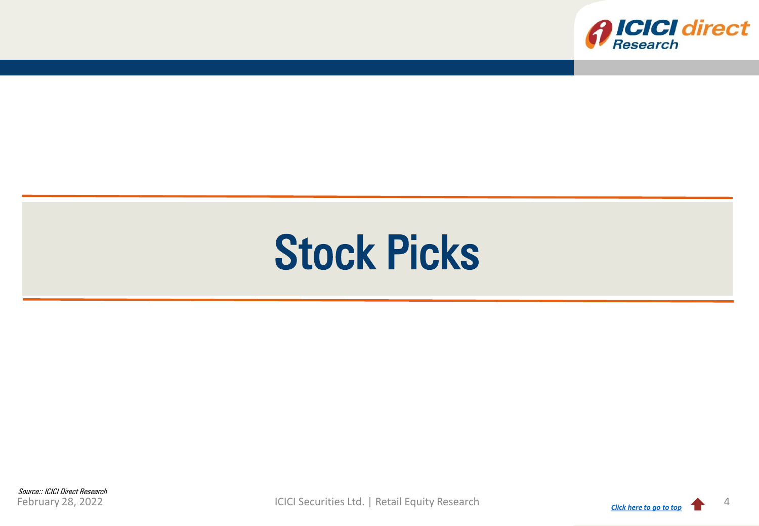# Stock Picks

*Source:: ICICI Direct Research*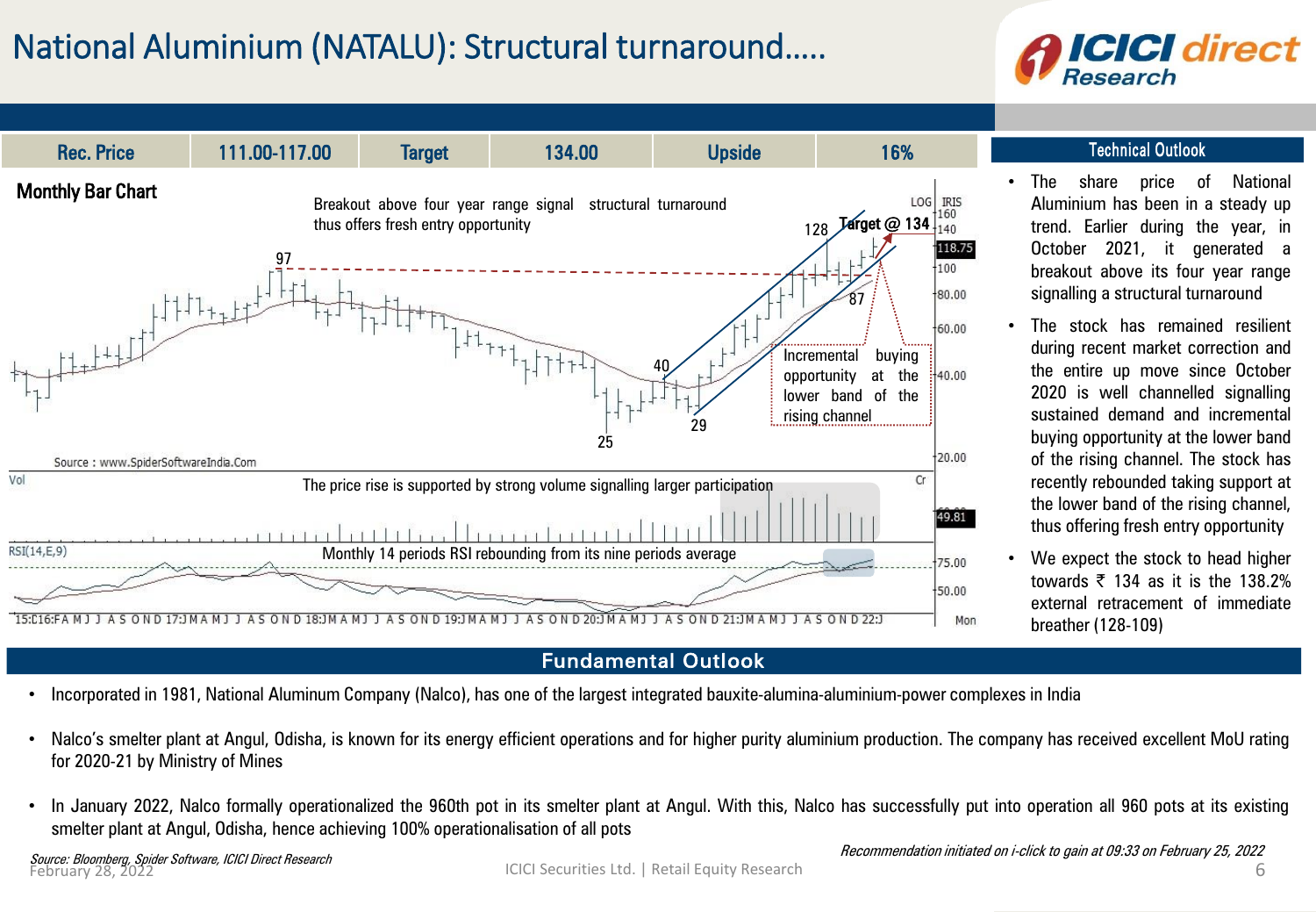# National Aluminium (NATALU): Structural turnaround…..

| Rec. Price | 111.00-117.00 | Target | 134.00 | Upside | 16% |
|---|---|---|---|---|---|

## Monthly Bar Chart

Breakout above four year range signal structural turnaround thus offers fresh entry opportunity

Incremental buying opportunity at the lower band of the rising channel

The price rise is supported by strong volume signalling larger participation

Monthly 14 periods RSI rebounding from its nine periods average

Source : www.SpiderSoftwareIndia.Com

## Technical Outlook

- The share price of National Aluminium has been in a steady up trend. Earlier during the year, in October 2021, it generated a breakout above its four year range signalling a structural turnaround
- The stock has remained resilient during recent market correction and the entire up move since October 2020 is well channelled signalling sustained demand and incremental buying opportunity at the lower band of the rising channel. The stock has recently rebounded taking support at the lower band of the rising channel, thus offering fresh entry opportunity
- We expect the stock to head higher towards ₹ 134 as it is the 138.2% external retracement of immediate breather (128-109)

## Fundamental Outlook

- Incorporated in 1981, National Aluminum Company (Nalco), has one of the largest integrated bauxite-alumina-aluminium-power complexes in India
- Nalco's smelter plant at Angul, Odisha, is known for its energy efficient operations and for higher purity aluminium production. The company has received excellent MoU rating for 2020-21 by Ministry of Mines
- In January 2022, Nalco formally operationalized the 960th pot in its smelter plant at Angul. With this, Nalco has successfully put into operation all 960 pots at its existing smelter plant at Angul, Odisha, hence achieving 100% operationalisation of all pots

*Source: Bloomberg, Spider Software, ICICI Direct Research*

*Recommendation initiated on i-click to gain at 09:33 on February 25, 2022*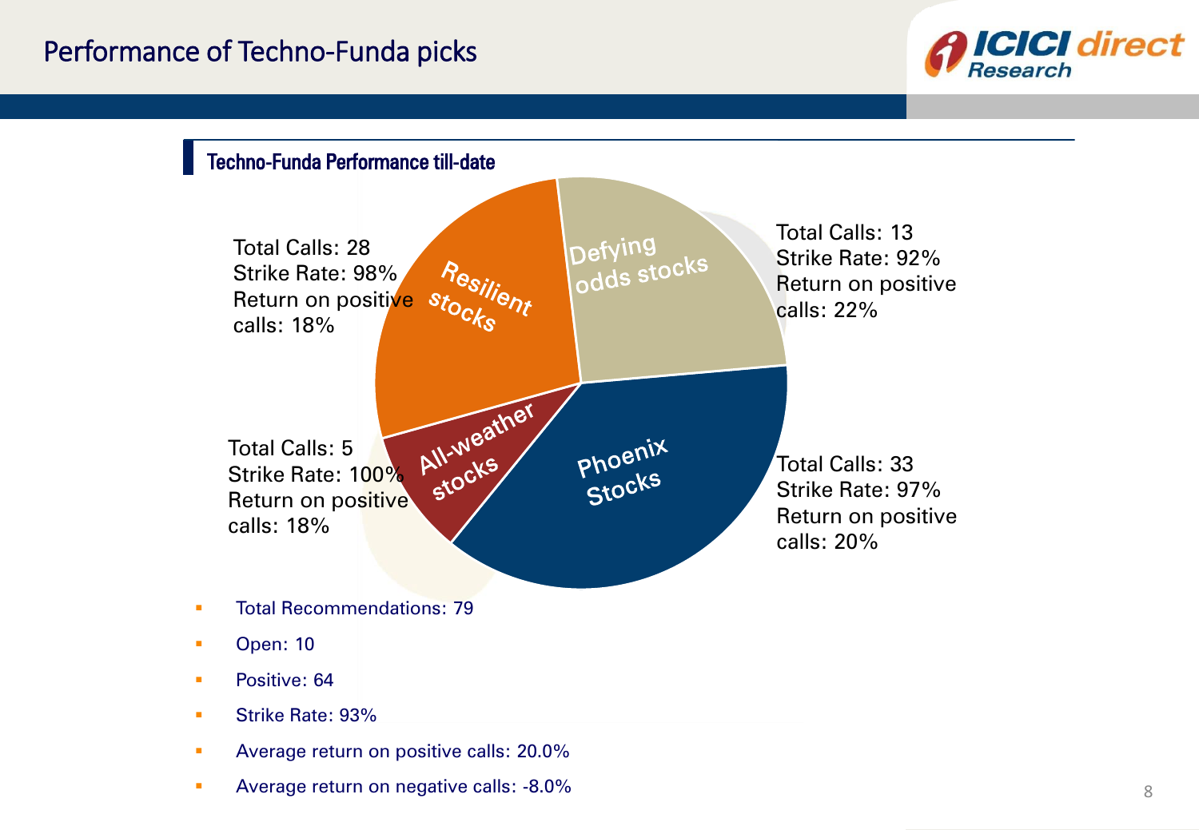# Performance of Techno-Funda picks

## Techno-Funda Performance till-date

**Resilient stocks**
Total Calls: 28
Strike Rate: 98%
Return on positive calls: 18%

**Defying odds stocks**
Total Calls: 13
Strike Rate: 92%
Return on positive calls: 22%

**All-weather stocks**
Total Calls: 5
Strike Rate: 100%
Return on positive calls: 18%

**Phoenix Stocks**
Total Calls: 33
Strike Rate: 97%
Return on positive calls: 20%

- Total Recommendations: 79
- Open: 10
- Positive: 64
- Strike Rate: 93%
- Average return on positive calls: 20.0%
- Average return on negative calls: -8.0%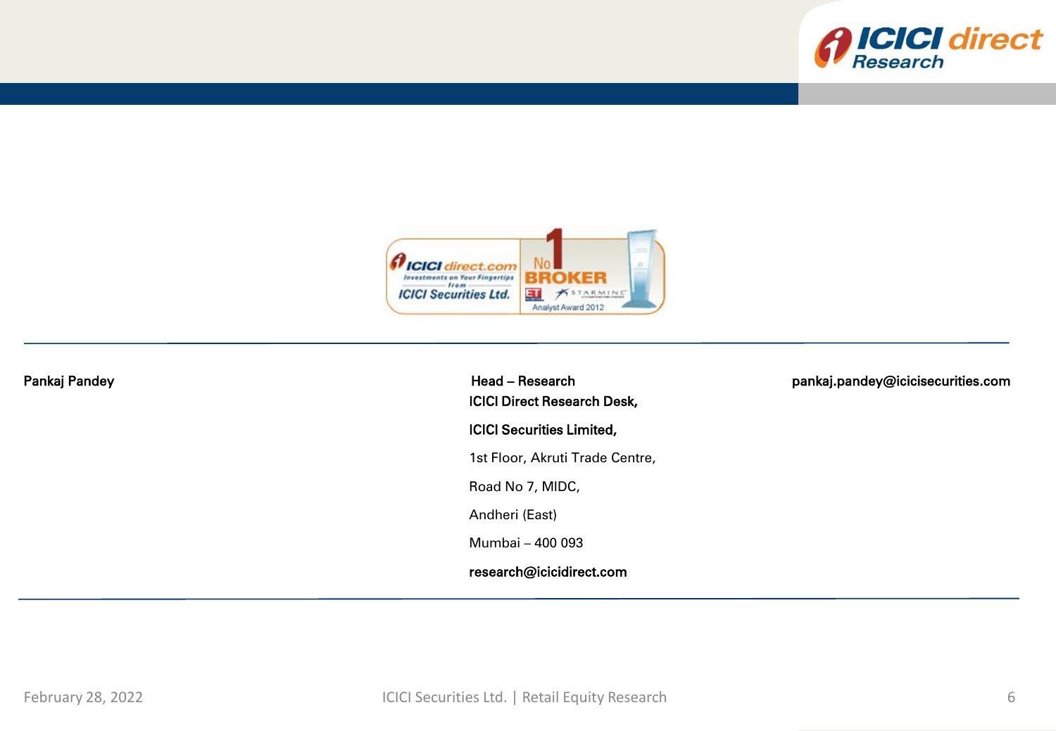| Pankaj Pandey | Head – Research | pankaj.pandey@icicisecurities.com |
|---|---|---|

**ICICI Direct Research Desk,**

**ICICI Securities Limited,**

1st Floor, Akruti Trade Centre,

Road No 7, MIDC,

Andheri (East)

Mumbai – 400 093

**research@icicidirect.com**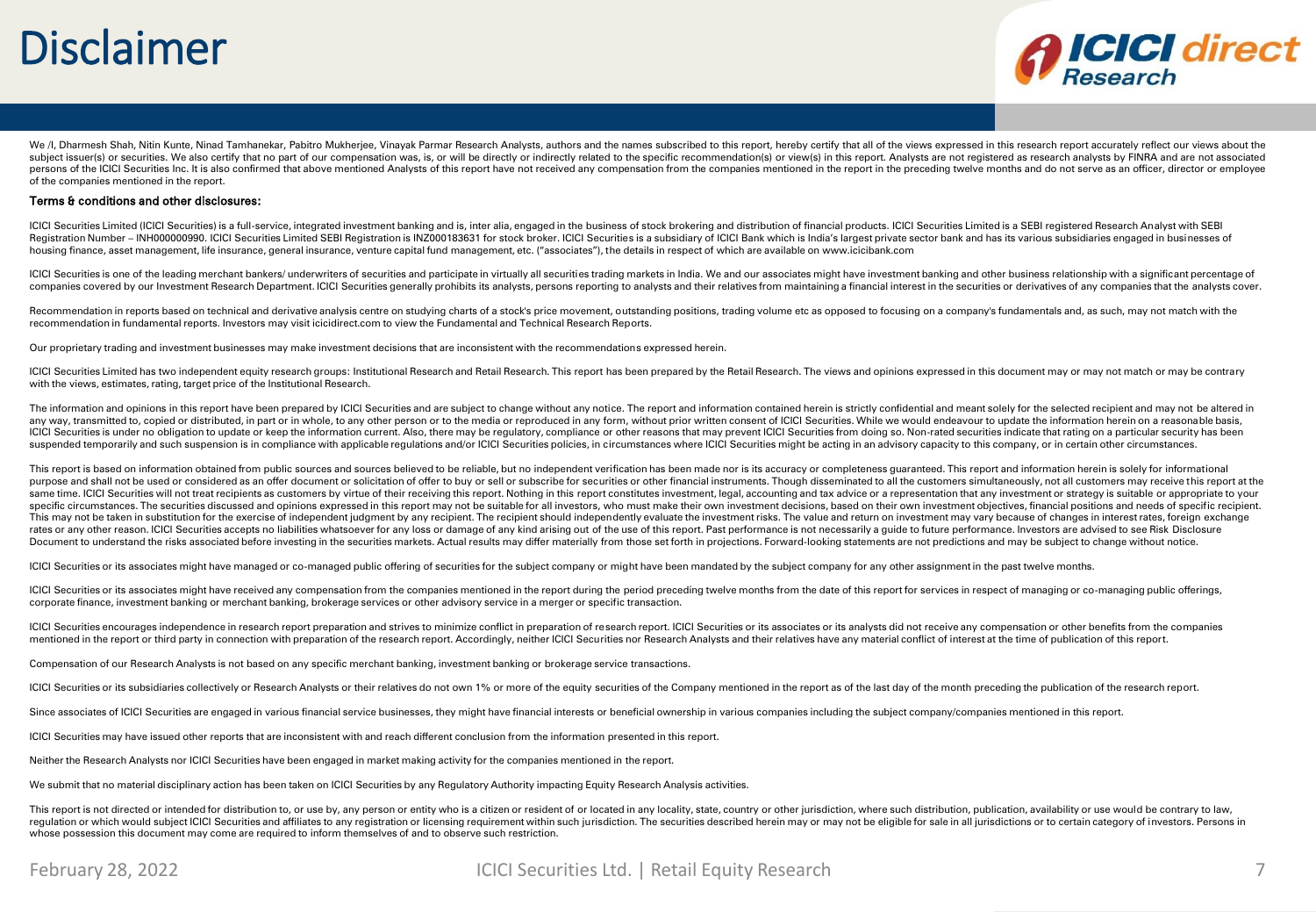# Disclaimer

We /I, Dharmesh Shah, Nitin Kunte, Ninad Tamhanekar, Pabitro Mukherjee, Vinayak Parmar Research Analysts, authors and the names subscribed to this report, hereby certify that all of the views expressed in this research report accurately reflect our views about the subject issuer(s) or securities. We also certify that no part of our compensation was, is, or will be directly or indirectly related to the specific recommendation(s) or view(s) in this report. Analysts are not registered as research analysts by FINRA and are not associated persons of the ICICI Securities Inc. It is also confirmed that above mentioned Analysts of this report have not received any compensation from the companies mentioned in the report in the preceding twelve months and do not serve as an officer, director or employee of the companies mentioned in the report.

**Terms & conditions and other disclosures:**

ICICI Securities Limited (ICICI Securities) is a full-service, integrated investment banking and is, inter alia, engaged in the business of stock brokering and distribution of financial products. ICICI Securities Limited is a SEBI registered Research Analyst with SEBI Registration Number – INH000000990. ICICI Securities Limited SEBI Registration is INZ000183631 for stock broker. ICICI Securities is a subsidiary of ICICI Bank which is India's largest private sector bank and has its various subsidiaries engaged in businesses of housing finance, asset management, life insurance, general insurance, venture capital fund management, etc. ("associates"), the details in respect of which are available on www.icicibank.com

ICICI Securities is one of the leading merchant bankers/ underwriters of securities and participate in virtually all securities trading markets in India. We and our associates might have investment banking and other business relationship with a significant percentage of companies covered by our Investment Research Department. ICICI Securities generally prohibits its analysts, persons reporting to analysts and their relatives from maintaining a financial interest in the securities or derivatives of any companies that the analysts cover.

Recommendation in reports based on technical and derivative analysis centre on studying charts of a stock's price movement, outstanding positions, trading volume etc as opposed to focusing on a company's fundamentals and, as such, may not match with the recommendation in fundamental reports. Investors may visit icicidirect.com to view the Fundamental and Technical Research Reports.

Our proprietary trading and investment businesses may make investment decisions that are inconsistent with the recommendations expressed herein.

ICICI Securities Limited has two independent equity research groups: Institutional Research and Retail Research. This report has been prepared by the Retail Research. The views and opinions expressed in this document may or may not match or may be contrary with the views, estimates, rating, target price of the Institutional Research.

The information and opinions in this report have been prepared by ICICI Securities and are subject to change without any notice. The report and information contained herein is strictly confidential and meant solely for the selected recipient and may not be altered in any way, transmitted to, copied or distributed, in part or in whole, to any other person or to the media or reproduced in any form, without prior written consent of ICICI Securities. While we would endeavour to update the information herein on a reasonable basis, ICICI Securities is under no obligation to update or keep the information current. Also, there may be regulatory, compliance or other reasons that may prevent ICICI Securities from doing so. Non-rated securities indicate that rating on a particular security has been suspended temporarily and such suspension is in compliance with applicable regulations and/or ICICI Securities policies, in circumstances where ICICI Securities might be acting in an advisory capacity to this company, or in certain other circumstances.

This report is based on information obtained from public sources and sources believed to be reliable, but no independent verification has been made nor is its accuracy or completeness guaranteed. This report and information herein is solely for informational purpose and shall not be used or considered as an offer document or solicitation of offer to buy or sell or subscribe for securities or other financial instruments. Though disseminated to all the customers simultaneously, not all customers may receive this report at the same time. ICICI Securities will not treat recipients as customers by virtue of their receiving this report. Nothing in this report constitutes investment, legal, accounting and tax advice or a representation that any investment or strategy is suitable or appropriate to your specific circumstances. The securities discussed and opinions expressed in this report may not be suitable for all investors, who must make their own investment decisions, based on their own investment objectives, financial positions and needs of specific recipient. This may not be taken in substitution for the exercise of independent judgment by any recipient. The recipient should independently evaluate the investment risks. The value and return on investment may vary because of changes in interest rates, foreign exchange rates or any other reason. ICICI Securities accepts no liabilities whatsoever for any loss or damage of any kind arising out of the use of this report. Past performance is not necessarily a guide to future performance. Investors are advised to see Risk Disclosure Document to understand the risks associated before investing in the securities markets. Actual results may differ materially from those set forth in projections. Forward-looking statements are not predictions and may be subject to change without notice.

ICICI Securities or its associates might have managed or co-managed public offering of securities for the subject company or might have been mandated by the subject company for any other assignment in the past twelve months.

ICICI Securities or its associates might have received any compensation from the companies mentioned in the report during the period preceding twelve months from the date of this report for services in respect of managing or co-managing public offerings, corporate finance, investment banking or merchant banking, brokerage services or other advisory service in a merger or specific transaction.

ICICI Securities encourages independence in research report preparation and strives to minimize conflict in preparation of research report. ICICI Securities or its associates or its analysts did not receive any compensation or other benefits from the companies mentioned in the report or third party in connection with preparation of the research report. Accordingly, neither ICICI Securities nor Research Analysts and their relatives have any material conflict of interest at the time of publication of this report.

Compensation of our Research Analysts is not based on any specific merchant banking, investment banking or brokerage service transactions.

ICICI Securities or its subsidiaries collectively or Research Analysts or their relatives do not own 1% or more of the equity securities of the Company mentioned in the report as of the last day of the month preceding the publication of the research report.

Since associates of ICICI Securities are engaged in various financial service businesses, they might have financial interests or beneficial ownership in various companies including the subject company/companies mentioned in this report.

ICICI Securities may have issued other reports that are inconsistent with and reach different conclusion from the information presented in this report.

Neither the Research Analysts nor ICICI Securities have been engaged in market making activity for the companies mentioned in the report.

We submit that no material disciplinary action has been taken on ICICI Securities by any Regulatory Authority impacting Equity Research Analysis activities.

This report is not directed or intended for distribution to, or use by, any person or entity who is a citizen or resident of or located in any locality, state, country or other jurisdiction, where such distribution, publication, availability or use would be contrary to law, regulation or which would subject ICICI Securities and affiliates to any registration or licensing requirement within such jurisdiction. The securities described herein may or may not be eligible for sale in all jurisdictions or to certain category of investors. Persons in whose possession this document may come are required to inform themselves of and to observe such restriction.